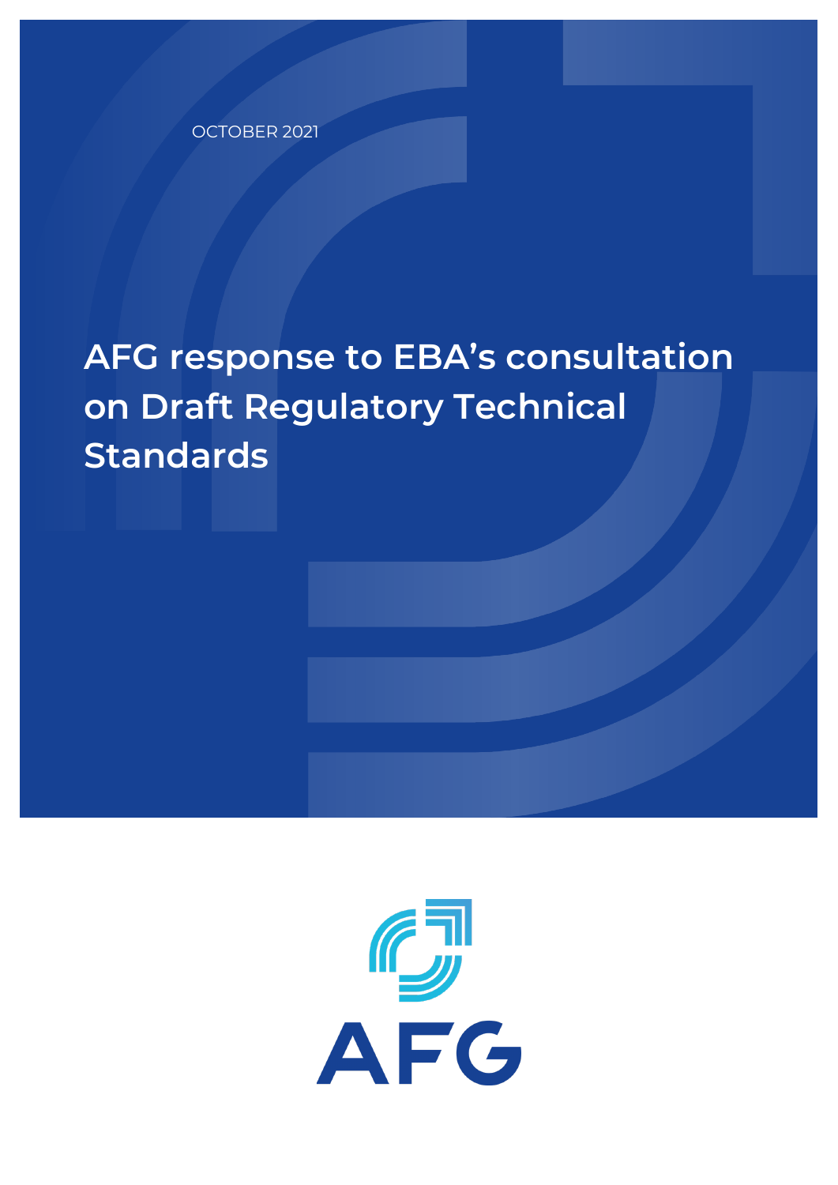OCTOBER 2021

# AFG response to EBA's consultation on Draft Regulatory Technical Standards

AFG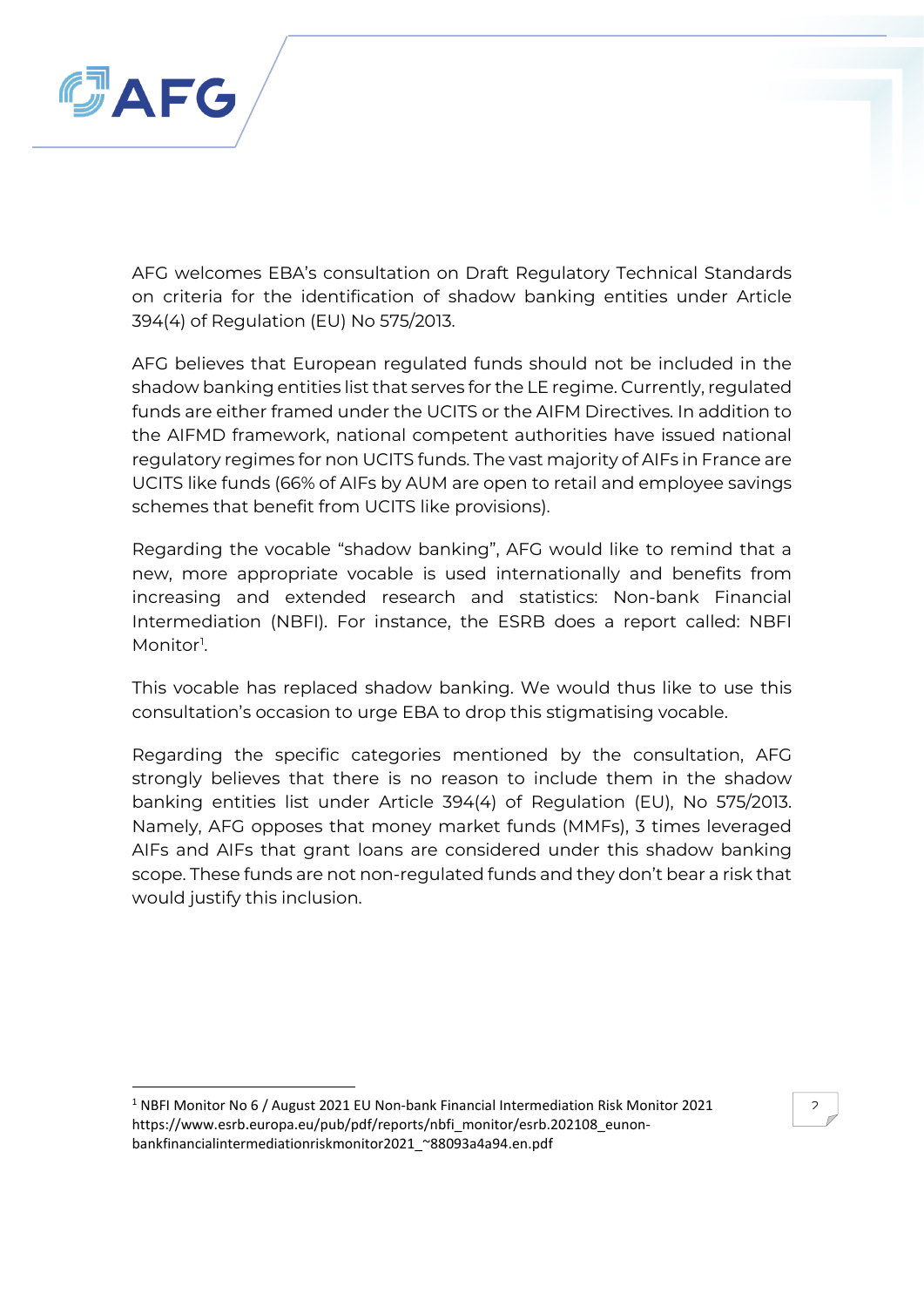AFG welcomes EBA's consultation on Draft Regulatory Technical Standards on criteria for the identification of shadow banking entities under Article 394(4) of Regulation (EU) No 575/2013.

AFG believes that European regulated funds should not be included in the shadow banking entities list that serves for the LE regime. Currently, regulated funds are either framed under the UCITS or the AIFM Directives. In addition to the AIFMD framework, national competent authorities have issued national regulatory regimes for non UCITS funds. The vast majority of AIFs in France are UCITS like funds (66% of AIFs by AUM are open to retail and employee savings schemes that benefit from UCITS like provisions).

Regarding the vocable "shadow banking", AFG would like to remind that a new, more appropriate vocable is used internationally and benefits from increasing and extended research and statistics: Non-bank Financial Intermediation (NBFI). For instance, the ESRB does a report called: NBFI Monitor[1].

This vocable has replaced shadow banking. We would thus like to use this consultation's occasion to urge EBA to drop this stigmatising vocable.

Regarding the specific categories mentioned by the consultation, AFG strongly believes that there is no reason to include them in the shadow banking entities list under Article 394(4) of Regulation (EU), No 575/2013. Namely, AFG opposes that money market funds (MMFs), 3 times leveraged AIFs and AIFs that grant loans are considered under this shadow banking scope. These funds are not non-regulated funds and they don't bear a risk that would justify this inclusion.

---

[1] NBFI Monitor No 6 / August 2021 EU Non-bank Financial Intermediation Risk Monitor 2021 https://www.esrb.europa.eu/pub/pdf/reports/nbfi_monitor/esrb.202108_eunon-bankfinancialintermediationriskmonitor2021_~88093a4a94.en.pdf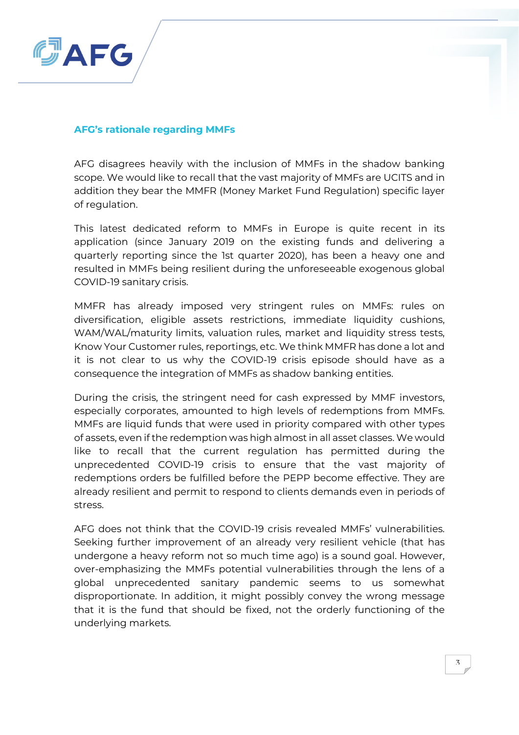## AFG's rationale regarding MMFs

AFG disagrees heavily with the inclusion of MMFs in the shadow banking scope. We would like to recall that the vast majority of MMFs are UCITS and in addition they bear the MMFR (Money Market Fund Regulation) specific layer of regulation.

This latest dedicated reform to MMFs in Europe is quite recent in its application (since January 2019 on the existing funds and delivering a quarterly reporting since the 1st quarter 2020), has been a heavy one and resulted in MMFs being resilient during the unforeseeable exogenous global COVID-19 sanitary crisis.

MMFR has already imposed very stringent rules on MMFs: rules on diversification, eligible assets restrictions, immediate liquidity cushions, WAM/WAL/maturity limits, valuation rules, market and liquidity stress tests, Know Your Customer rules, reportings, etc. We think MMFR has done a lot and it is not clear to us why the COVID-19 crisis episode should have as a consequence the integration of MMFs as shadow banking entities.

During the crisis, the stringent need for cash expressed by MMF investors, especially corporates, amounted to high levels of redemptions from MMFs. MMFs are liquid funds that were used in priority compared with other types of assets, even if the redemption was high almost in all asset classes. We would like to recall that the current regulation has permitted during the unprecedented COVID-19 crisis to ensure that the vast majority of redemptions orders be fulfilled before the PEPP become effective. They are already resilient and permit to respond to clients demands even in periods of stress.

AFG does not think that the COVID-19 crisis revealed MMFs' vulnerabilities. Seeking further improvement of an already very resilient vehicle (that has undergone a heavy reform not so much time ago) is a sound goal. However, over-emphasizing the MMFs potential vulnerabilities through the lens of a global unprecedented sanitary pandemic seems to us somewhat disproportionate. In addition, it might possibly convey the wrong message that it is the fund that should be fixed, not the orderly functioning of the underlying markets.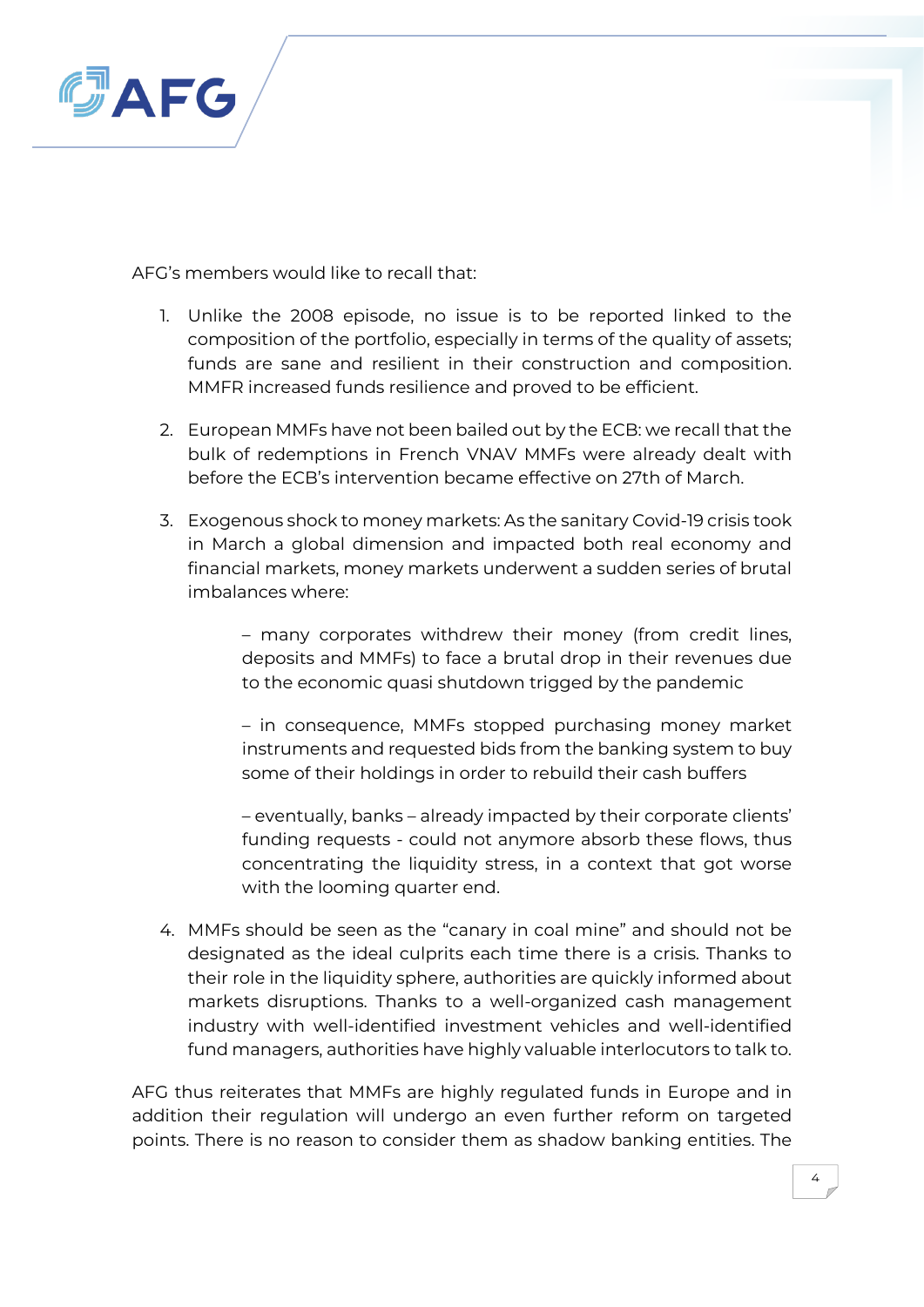AFG's members would like to recall that:

1. Unlike the 2008 episode, no issue is to be reported linked to the composition of the portfolio, especially in terms of the quality of assets; funds are sane and resilient in their construction and composition. MMFR increased funds resilience and proved to be efficient.

2. European MMFs have not been bailed out by the ECB: we recall that the bulk of redemptions in French VNAV MMFs were already dealt with before the ECB's intervention became effective on 27th of March.

3. Exogenous shock to money markets: As the sanitary Covid-19 crisis took in March a global dimension and impacted both real economy and financial markets, money markets underwent a sudden series of brutal imbalances where:

   – many corporates withdrew their money (from credit lines, deposits and MMFs) to face a brutal drop in their revenues due to the economic quasi shutdown trigged by the pandemic

   – in consequence, MMFs stopped purchasing money market instruments and requested bids from the banking system to buy some of their holdings in order to rebuild their cash buffers

   – eventually, banks – already impacted by their corporate clients' funding requests - could not anymore absorb these flows, thus concentrating the liquidity stress, in a context that got worse with the looming quarter end.

4. MMFs should be seen as the "canary in coal mine" and should not be designated as the ideal culprits each time there is a crisis. Thanks to their role in the liquidity sphere, authorities are quickly informed about markets disruptions. Thanks to a well-organized cash management industry with well-identified investment vehicles and well-identified fund managers, authorities have highly valuable interlocutors to talk to.

AFG thus reiterates that MMFs are highly regulated funds in Europe and in addition their regulation will undergo an even further reform on targeted points. There is no reason to consider them as shadow banking entities. The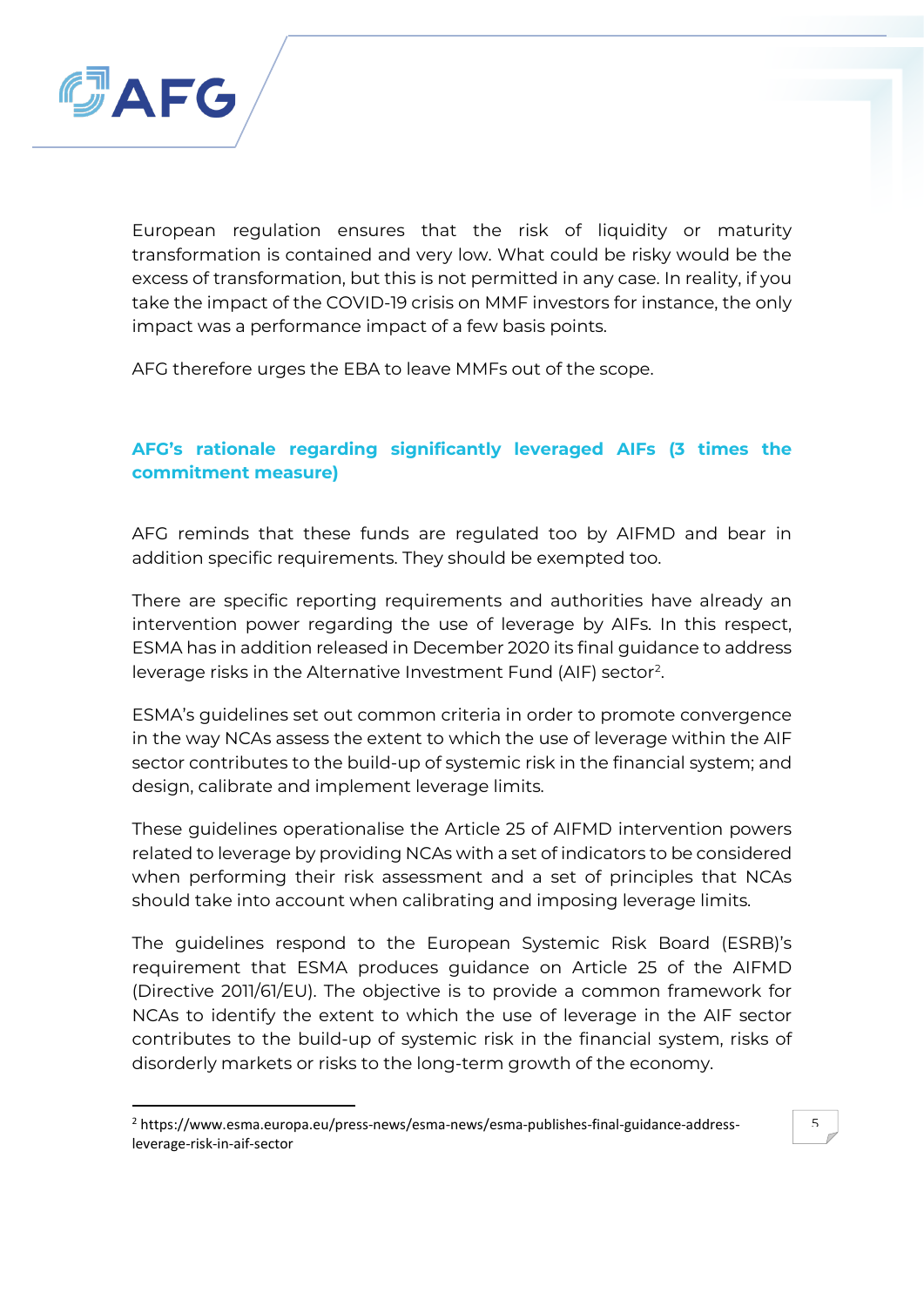European regulation ensures that the risk of liquidity or maturity transformation is contained and very low. What could be risky would be the excess of transformation, but this is not permitted in any case. In reality, if you take the impact of the COVID-19 crisis on MMF investors for instance, the only impact was a performance impact of a few basis points.

AFG therefore urges the EBA to leave MMFs out of the scope.

### AFG's rationale regarding significantly leveraged AIFs (3 times the commitment measure)

AFG reminds that these funds are regulated too by AIFMD and bear in addition specific requirements. They should be exempted too.

There are specific reporting requirements and authorities have already an intervention power regarding the use of leverage by AIFs. In this respect, ESMA has in addition released in December 2020 its final guidance to address leverage risks in the Alternative Investment Fund (AIF) sector[2].

ESMA's guidelines set out common criteria in order to promote convergence in the way NCAs assess the extent to which the use of leverage within the AIF sector contributes to the build-up of systemic risk in the financial system; and design, calibrate and implement leverage limits.

These guidelines operationalise the Article 25 of AIFMD intervention powers related to leverage by providing NCAs with a set of indicators to be considered when performing their risk assessment and a set of principles that NCAs should take into account when calibrating and imposing leverage limits.

The guidelines respond to the European Systemic Risk Board (ESRB)'s requirement that ESMA produces guidance on Article 25 of the AIFMD (Directive 2011/61/EU). The objective is to provide a common framework for NCAs to identify the extent to which the use of leverage in the AIF sector contributes to the build-up of systemic risk in the financial system, risks of disorderly markets or risks to the long-term growth of the economy.

---

[2] https://www.esma.europa.eu/press-news/esma-news/esma-publishes-final-guidance-address-leverage-risk-in-aif-sector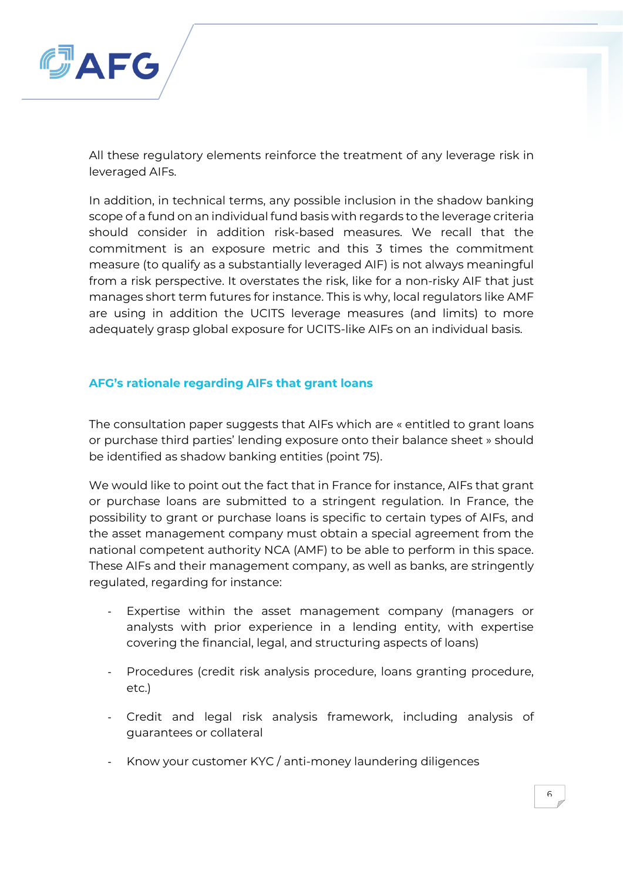All these regulatory elements reinforce the treatment of any leverage risk in leveraged AIFs.

In addition, in technical terms, any possible inclusion in the shadow banking scope of a fund on an individual fund basis with regards to the leverage criteria should consider in addition risk-based measures. We recall that the commitment is an exposure metric and this 3 times the commitment measure (to qualify as a substantially leveraged AIF) is not always meaningful from a risk perspective. It overstates the risk, like for a non-risky AIF that just manages short term futures for instance. This is why, local regulators like AMF are using in addition the UCITS leverage measures (and limits) to more adequately grasp global exposure for UCITS-like AIFs on an individual basis.

### AFG's rationale regarding AIFs that grant loans

The consultation paper suggests that AIFs which are « entitled to grant loans or purchase third parties' lending exposure onto their balance sheet » should be identified as shadow banking entities (point 75).

We would like to point out the fact that in France for instance, AIFs that grant or purchase loans are submitted to a stringent regulation. In France, the possibility to grant or purchase loans is specific to certain types of AIFs, and the asset management company must obtain a special agreement from the national competent authority NCA (AMF) to be able to perform in this space. These AIFs and their management company, as well as banks, are stringently regulated, regarding for instance:

- Expertise within the asset management company (managers or analysts with prior experience in a lending entity, with expertise covering the financial, legal, and structuring aspects of loans)
- Procedures (credit risk analysis procedure, loans granting procedure, etc.)
- Credit and legal risk analysis framework, including analysis of guarantees or collateral
- Know your customer KYC / anti-money laundering diligences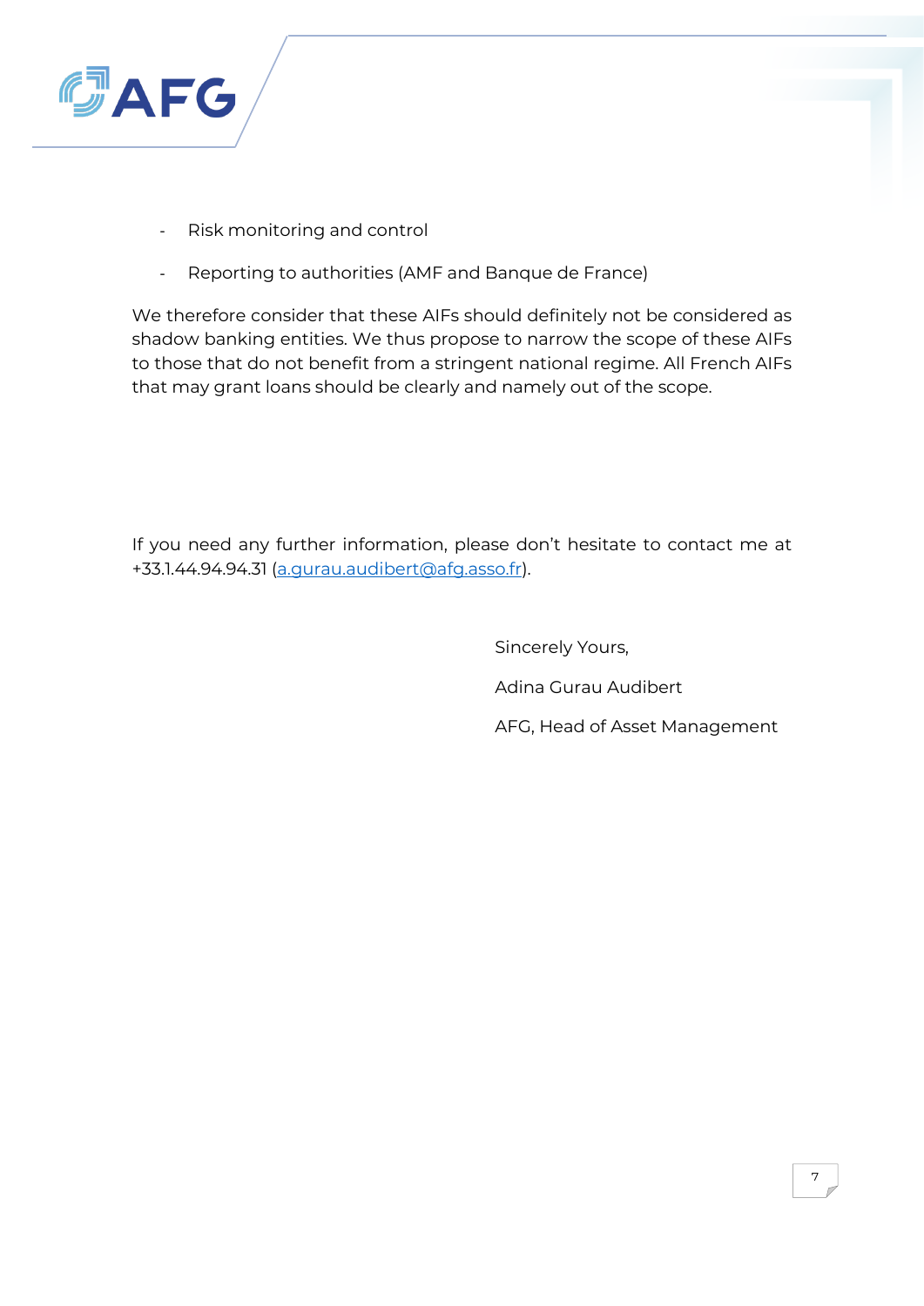- Risk monitoring and control
- Reporting to authorities (AMF and Banque de France)

We therefore consider that these AIFs should definitely not be considered as shadow banking entities. We thus propose to narrow the scope of these AIFs to those that do not benefit from a stringent national regime. All French AIFs that may grant loans should be clearly and namely out of the scope.

If you need any further information, please don't hesitate to contact me at +33.1.44.94.94.31 (a.gurau.audibert@afg.asso.fr).

Sincerely Yours,

Adina Gurau Audibert

AFG, Head of Asset Management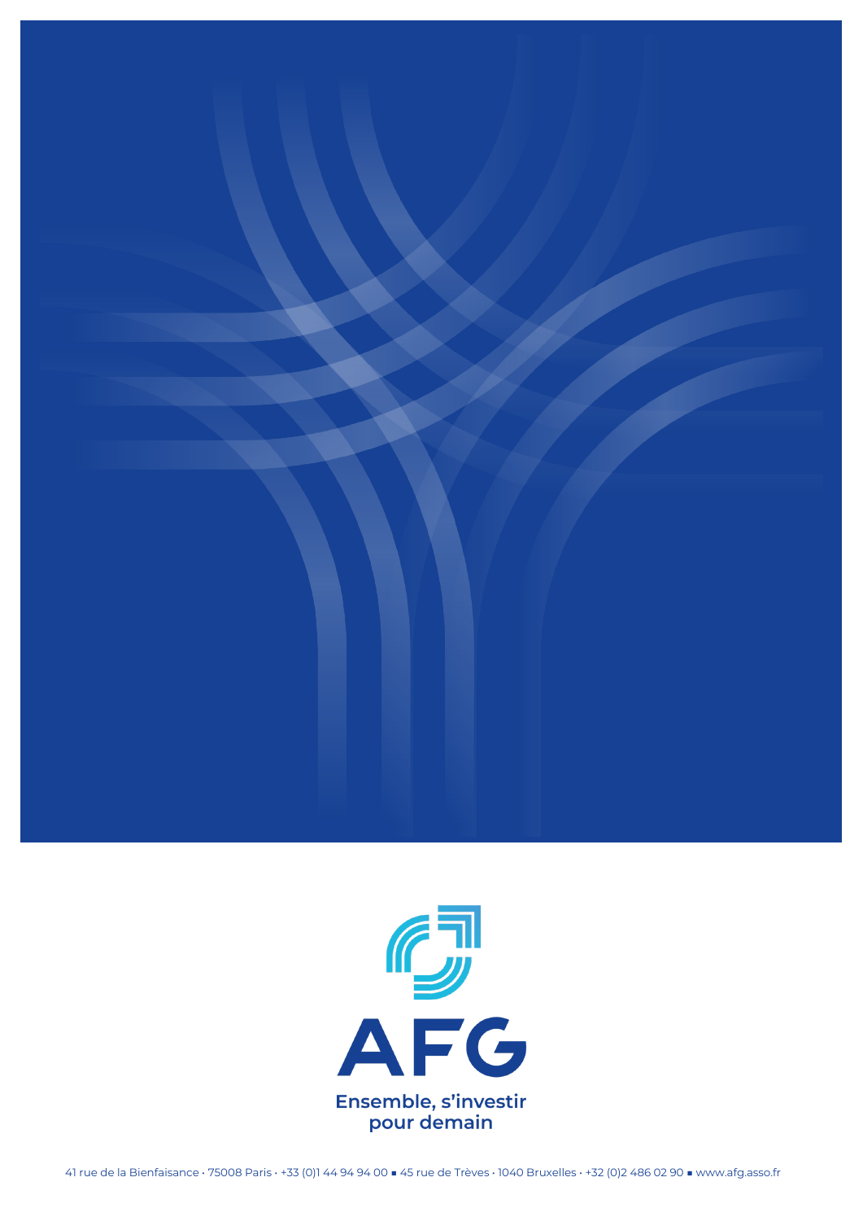**AFG**

**Ensemble, s'investir pour demain**

41 rue de la Bienfaisance · 75008 Paris · +33 (0)1 44 94 94 00 ■ 45 rue de Trèves · 1040 Bruxelles · +32 (0)2 486 02 90 ■ www.afg.asso.fr